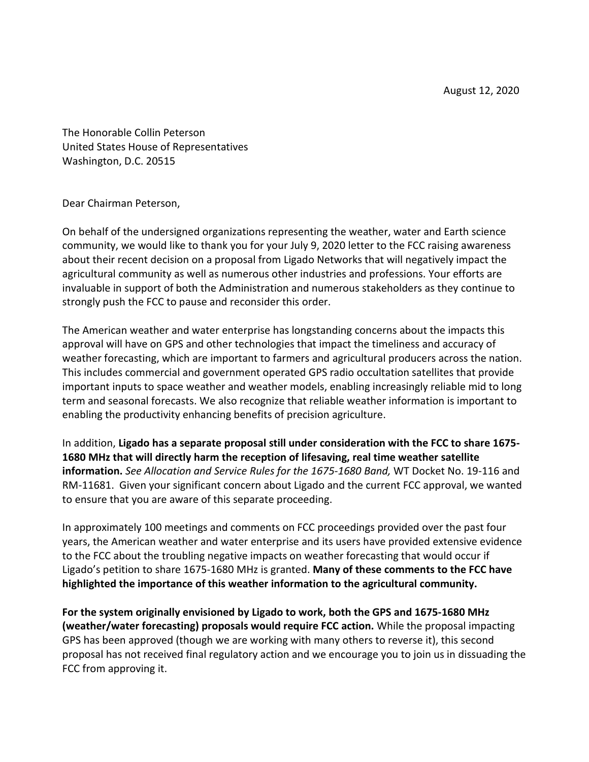August 12, 2020

The Honorable Collin Peterson
United States House of Representatives
Washington, D.C. 20515

Dear Chairman Peterson,

On behalf of the undersigned organizations representing the weather, water and Earth science community, we would like to thank you for your July 9, 2020 letter to the FCC raising awareness about their recent decision on a proposal from Ligado Networks that will negatively impact the agricultural community as well as numerous other industries and professions. Your efforts are invaluable in support of both the Administration and numerous stakeholders as they continue to strongly push the FCC to pause and reconsider this order.

The American weather and water enterprise has longstanding concerns about the impacts this approval will have on GPS and other technologies that impact the timeliness and accuracy of weather forecasting, which are important to farmers and agricultural producers across the nation. This includes commercial and government operated GPS radio occultation satellites that provide important inputs to space weather and weather models, enabling increasingly reliable mid to long term and seasonal forecasts. We also recognize that reliable weather information is important to enabling the productivity enhancing benefits of precision agriculture.

In addition, **Ligado has a separate proposal still under consideration with the FCC to share 1675-1680 MHz that will directly harm the reception of lifesaving, real time weather satellite information.** *See Allocation and Service Rules for the 1675-1680 Band,* WT Docket No. 19-116 and RM-11681. Given your significant concern about Ligado and the current FCC approval, we wanted to ensure that you are aware of this separate proceeding.

In approximately 100 meetings and comments on FCC proceedings provided over the past four years, the American weather and water enterprise and its users have provided extensive evidence to the FCC about the troubling negative impacts on weather forecasting that would occur if Ligado's petition to share 1675-1680 MHz is granted. **Many of these comments to the FCC have highlighted the importance of this weather information to the agricultural community.**

**For the system originally envisioned by Ligado to work, both the GPS and 1675-1680 MHz (weather/water forecasting) proposals would require FCC action.** While the proposal impacting GPS has been approved (though we are working with many others to reverse it), this second proposal has not received final regulatory action and we encourage you to join us in dissuading the FCC from approving it.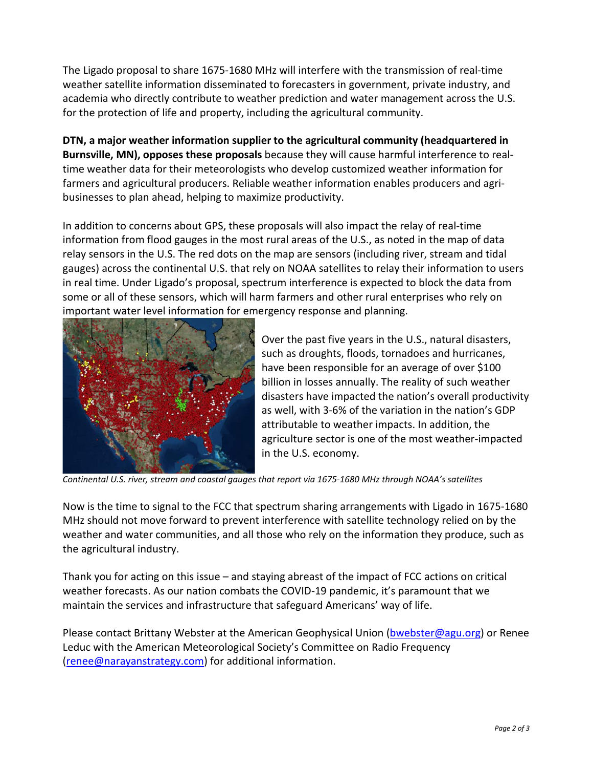The Ligado proposal to share 1675-1680 MHz will interfere with the transmission of real-time weather satellite information disseminated to forecasters in government, private industry, and academia who directly contribute to weather prediction and water management across the U.S. for the protection of life and property, including the agricultural community.

**DTN, a major weather information supplier to the agricultural community (headquartered in Burnsville, MN), opposes these proposals** because they will cause harmful interference to real-time weather data for their meteorologists who develop customized weather information for farmers and agricultural producers. Reliable weather information enables producers and agri-businesses to plan ahead, helping to maximize productivity.

In addition to concerns about GPS, these proposals will also impact the relay of real-time information from flood gauges in the most rural areas of the U.S., as noted in the map of data relay sensors in the U.S. The red dots on the map are sensors (including river, stream and tidal gauges) across the continental U.S. that rely on NOAA satellites to relay their information to users in real time. Under Ligado's proposal, spectrum interference is expected to block the data from some or all of these sensors, which will harm farmers and other rural enterprises who rely on important water level information for emergency response and planning.

Over the past five years in the U.S., natural disasters, such as droughts, floods, tornadoes and hurricanes, have been responsible for an average of over $100 billion in losses annually. The reality of such weather disasters have impacted the nation's overall productivity as well, with 3-6% of the variation in the nation's GDP attributable to weather impacts. In addition, the agriculture sector is one of the most weather-impacted in the U.S. economy.

*Continental U.S. river, stream and coastal gauges that report via 1675-1680 MHz through NOAA's satellites*

Now is the time to signal to the FCC that spectrum sharing arrangements with Ligado in 1675-1680 MHz should not move forward to prevent interference with satellite technology relied on by the weather and water communities, and all those who rely on the information they produce, such as the agricultural industry.

Thank you for acting on this issue – and staying abreast of the impact of FCC actions on critical weather forecasts. As our nation combats the COVID-19 pandemic, it's paramount that we maintain the services and infrastructure that safeguard Americans' way of life.

Please contact Brittany Webster at the American Geophysical Union (bwebster@agu.org) or Renee Leduc with the American Meteorological Society's Committee on Radio Frequency (renee@narayanstrategy.com) for additional information.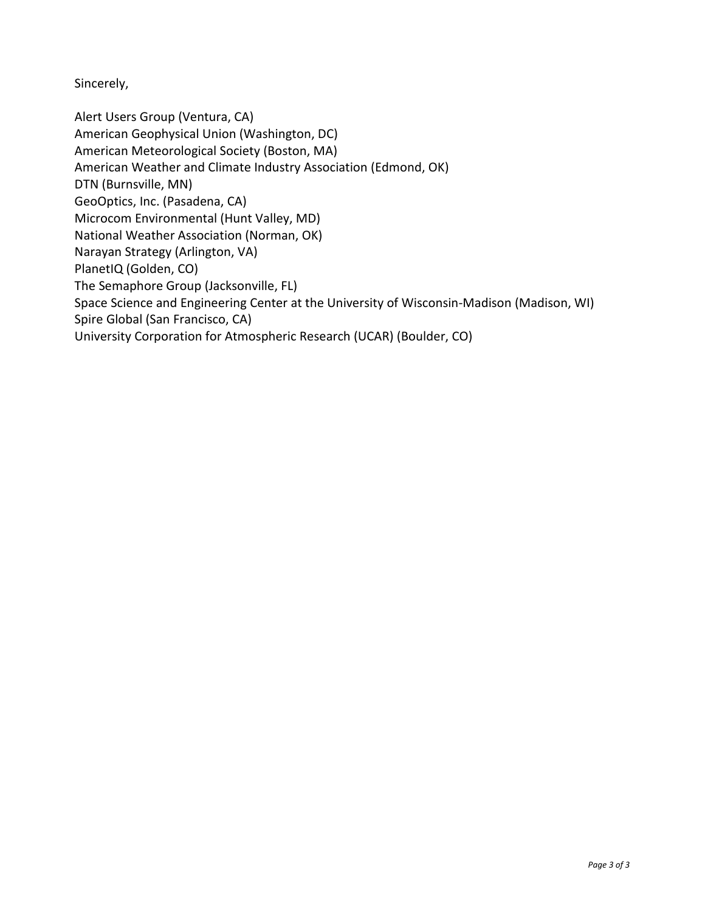Sincerely,

Alert Users Group (Ventura, CA)
American Geophysical Union (Washington, DC)
American Meteorological Society (Boston, MA)
American Weather and Climate Industry Association (Edmond, OK)
DTN (Burnsville, MN)
GeoOptics, Inc. (Pasadena, CA)
Microcom Environmental (Hunt Valley, MD)
National Weather Association (Norman, OK)
Narayan Strategy (Arlington, VA)
PlanetIQ (Golden, CO)
The Semaphore Group (Jacksonville, FL)
Space Science and Engineering Center at the University of Wisconsin-Madison (Madison, WI)
Spire Global (San Francisco, CA)
University Corporation for Atmospheric Research (UCAR) (Boulder, CO)